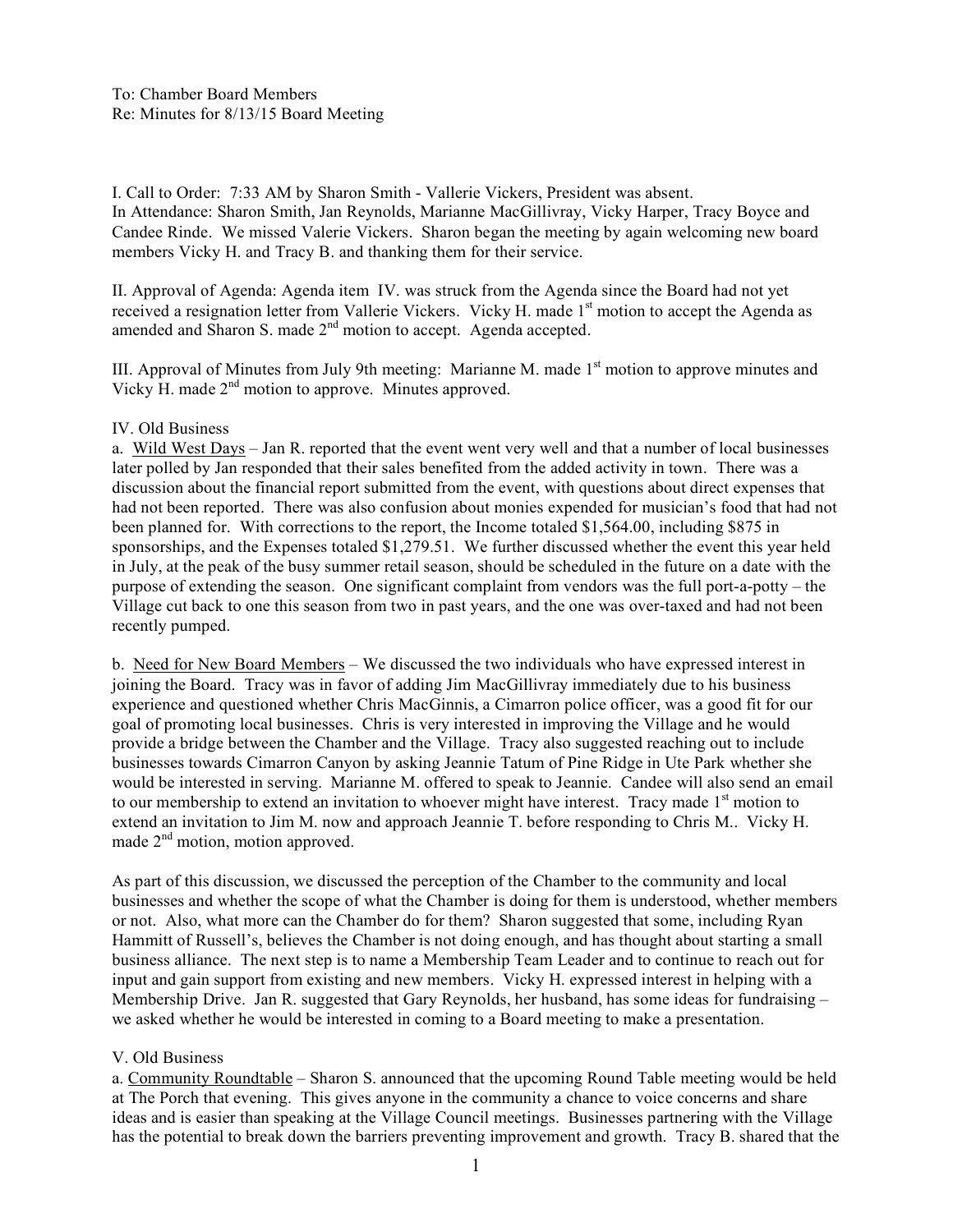To: Chamber Board Members
Re: Minutes for 8/13/15 Board Meeting

I. Call to Order: 7:33 AM by Sharon Smith - Vallerie Vickers, President was absent.
In Attendance: Sharon Smith, Jan Reynolds, Marianne MacGillivray, Vicky Harper, Tracy Boyce and Candee Rinde. We missed Valerie Vickers. Sharon began the meeting by again welcoming new board members Vicky H. and Tracy B. and thanking them for their service.

II. Approval of Agenda: Agenda item IV. was struck from the Agenda since the Board had not yet received a resignation letter from Vallerie Vickers. Vicky H. made 1st motion to accept the Agenda as amended and Sharon S. made 2nd motion to accept. Agenda accepted.

III. Approval of Minutes from July 9th meeting: Marianne M. made 1st motion to approve minutes and Vicky H. made 2nd motion to approve. Minutes approved.

IV. Old Business

a. Wild West Days – Jan R. reported that the event went very well and that a number of local businesses later polled by Jan responded that their sales benefited from the added activity in town. There was a discussion about the financial report submitted from the event, with questions about direct expenses that had not been reported. There was also confusion about monies expended for musician's food that had not been planned for. With corrections to the report, the Income totaled $1,564.00, including $875 in sponsorships, and the Expenses totaled $1,279.51. We further discussed whether the event this year held in July, at the peak of the busy summer retail season, should be scheduled in the future on a date with the purpose of extending the season. One significant complaint from vendors was the full port-a-potty – the Village cut back to one this season from two in past years, and the one was over-taxed and had not been recently pumped.

b. Need for New Board Members – We discussed the two individuals who have expressed interest in joining the Board. Tracy was in favor of adding Jim MacGillivray immediately due to his business experience and questioned whether Chris MacGinnis, a Cimarron police officer, was a good fit for our goal of promoting local businesses. Chris is very interested in improving the Village and he would provide a bridge between the Chamber and the Village. Tracy also suggested reaching out to include businesses towards Cimarron Canyon by asking Jeannie Tatum of Pine Ridge in Ute Park whether she would be interested in serving. Marianne M. offered to speak to Jeannie. Candee will also send an email to our membership to extend an invitation to whoever might have interest. Tracy made 1st motion to extend an invitation to Jim M. now and approach Jeannie T. before responding to Chris M.. Vicky H. made 2nd motion, motion approved.

As part of this discussion, we discussed the perception of the Chamber to the community and local businesses and whether the scope of what the Chamber is doing for them is understood, whether members or not. Also, what more can the Chamber do for them? Sharon suggested that some, including Ryan Hammitt of Russell's, believes the Chamber is not doing enough, and has thought about starting a small business alliance. The next step is to name a Membership Team Leader and to continue to reach out for input and gain support from existing and new members. Vicky H. expressed interest in helping with a Membership Drive. Jan R. suggested that Gary Reynolds, her husband, has some ideas for fundraising – we asked whether he would be interested in coming to a Board meeting to make a presentation.

V. Old Business

a. Community Roundtable – Sharon S. announced that the upcoming Round Table meeting would be held at The Porch that evening. This gives anyone in the community a chance to voice concerns and share ideas and is easier than speaking at the Village Council meetings. Businesses partnering with the Village has the potential to break down the barriers preventing improvement and growth. Tracy B. shared that the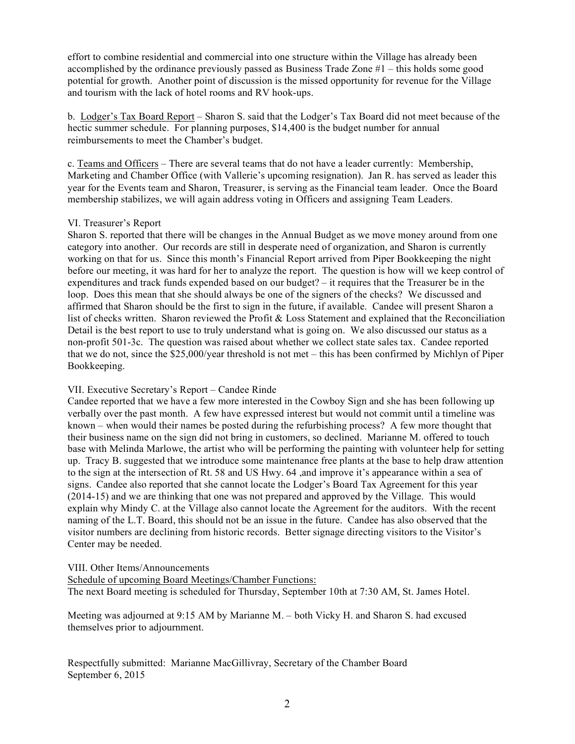effort to combine residential and commercial into one structure within the Village has already been accomplished by the ordinance previously passed as Business Trade Zone #1 – this holds some good potential for growth. Another point of discussion is the missed opportunity for revenue for the Village and tourism with the lack of hotel rooms and RV hook-ups.

b. <u>Lodger's Tax Board Report</u> – Sharon S. said that the Lodger's Tax Board did not meet because of the hectic summer schedule. For planning purposes, $14,400 is the budget number for annual reimbursements to meet the Chamber's budget.

c. <u>Teams and Officers</u> – There are several teams that do not have a leader currently: Membership, Marketing and Chamber Office (with Vallerie's upcoming resignation). Jan R. has served as leader this year for the Events team and Sharon, Treasurer, is serving as the Financial team leader. Once the Board membership stabilizes, we will again address voting in Officers and assigning Team Leaders.

VI. Treasurer's Report

Sharon S. reported that there will be changes in the Annual Budget as we move money around from one category into another. Our records are still in desperate need of organization, and Sharon is currently working on that for us. Since this month's Financial Report arrived from Piper Bookkeeping the night before our meeting, it was hard for her to analyze the report. The question is how will we keep control of expenditures and track funds expended based on our budget? – it requires that the Treasurer be in the loop. Does this mean that she should always be one of the signers of the checks? We discussed and affirmed that Sharon should be the first to sign in the future, if available. Candee will present Sharon a list of checks written. Sharon reviewed the Profit & Loss Statement and explained that the Reconciliation Detail is the best report to use to truly understand what is going on. We also discussed our status as a non-profit 501-3c. The question was raised about whether we collect state sales tax. Candee reported that we do not, since the $25,000/year threshold is not met – this has been confirmed by Michlyn of Piper Bookkeeping.

VII. Executive Secretary's Report – Candee Rinde

Candee reported that we have a few more interested in the Cowboy Sign and she has been following up verbally over the past month. A few have expressed interest but would not commit until a timeline was known – when would their names be posted during the refurbishing process? A few more thought that their business name on the sign did not bring in customers, so declined. Marianne M. offered to touch base with Melinda Marlowe, the artist who will be performing the painting with volunteer help for setting up. Tracy B. suggested that we introduce some maintenance free plants at the base to help draw attention to the sign at the intersection of Rt. 58 and US Hwy. 64 ,and improve it's appearance within a sea of signs. Candee also reported that she cannot locate the Lodger's Board Tax Agreement for this year (2014-15) and we are thinking that one was not prepared and approved by the Village. This would explain why Mindy C. at the Village also cannot locate the Agreement for the auditors. With the recent naming of the L.T. Board, this should not be an issue in the future. Candee has also observed that the visitor numbers are declining from historic records. Better signage directing visitors to the Visitor's Center may be needed.

VIII. Other Items/Announcements

<u>Schedule of upcoming Board Meetings/Chamber Functions:</u>

The next Board meeting is scheduled for Thursday, September 10th at 7:30 AM, St. James Hotel.

Meeting was adjourned at 9:15 AM by Marianne M. – both Vicky H. and Sharon S. had excused themselves prior to adjournment.

Respectfully submitted: Marianne MacGillivray, Secretary of the Chamber Board
September 6, 2015